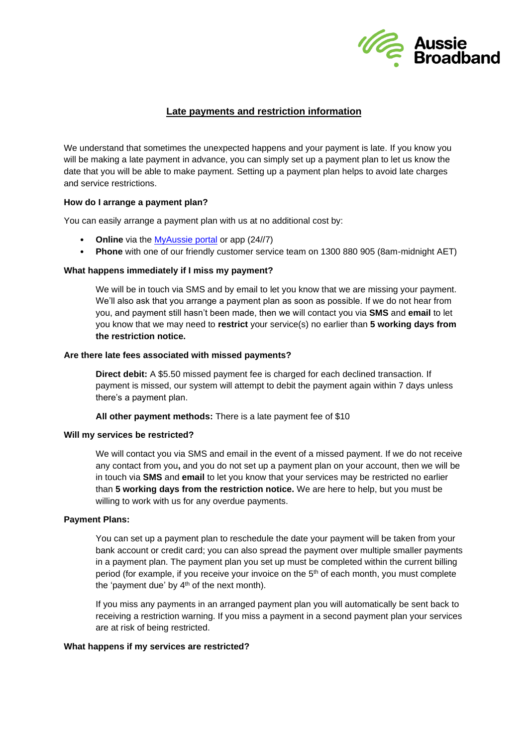## Late payments and restriction information

We understand that sometimes the unexpected happens and your payment is late. If you know you will be making a late payment in advance, you can simply set up a payment plan to let us know the date that you will be able to make payment. Setting up a payment plan helps to avoid late charges and service restrictions.

**How do I arrange a payment plan?**

You can easily arrange a payment plan with us at no additional cost by:

- **Online** via the [MyAussie portal] or app (24//7)
- **Phone** with one of our friendly customer service team on 1300 880 905 (8am-midnight AET)

**What happens immediately if I miss my payment?**

We will be in touch via SMS and by email to let you know that we are missing your payment. We'll also ask that you arrange a payment plan as soon as possible. If we do not hear from you, and payment still hasn't been made, then we will contact you via **SMS** and **email** to let you know that we may need to **restrict** your service(s) no earlier than **5 working days from the restriction notice.**

**Are there late fees associated with missed payments?**

**Direct debit:** A $5.50 missed payment fee is charged for each declined transaction. If payment is missed, our system will attempt to debit the payment again within 7 days unless there's a payment plan.

**All other payment methods:** There is a late payment fee of $10

**Will my services be restricted?**

We will contact you via SMS and email in the event of a missed payment. If we do not receive any contact from you**,** and you do not set up a payment plan on your account, then we will be in touch via **SMS** and **email** to let you know that your services may be restricted no earlier than **5 working days from the restriction notice.** We are here to help, but you must be willing to work with us for any overdue payments.

**Payment Plans:**

You can set up a payment plan to reschedule the date your payment will be taken from your bank account or credit card; you can also spread the payment over multiple smaller payments in a payment plan. The payment plan you set up must be completed within the current billing period (for example, if you receive your invoice on the 5th of each month, you must complete the 'payment due' by 4th of the next month).

If you miss any payments in an arranged payment plan you will automatically be sent back to receiving a restriction warning. If you miss a payment in a second payment plan your services are at risk of being restricted.

**What happens if my services are restricted?**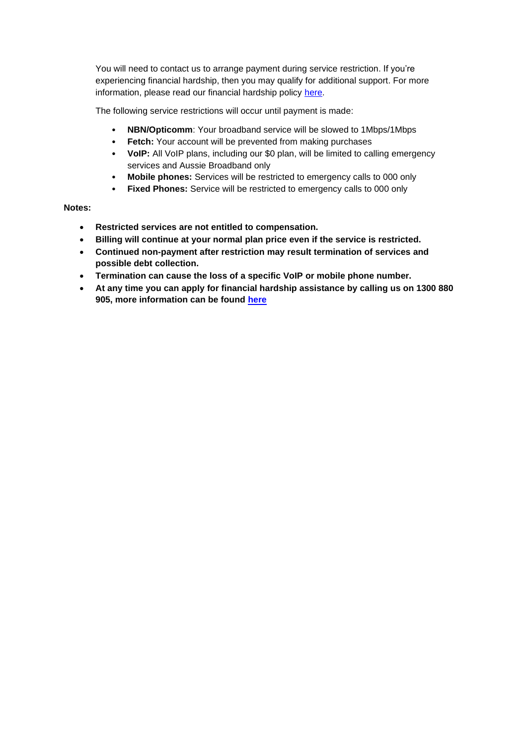You will need to contact us to arrange payment during service restriction. If you're experiencing financial hardship, then you may qualify for additional support. For more information, please read our financial hardship policy here.

The following service restrictions will occur until payment is made:

- **NBN/Opticomm**: Your broadband service will be slowed to 1Mbps/1Mbps
- **Fetch:** Your account will be prevented from making purchases
- **VoIP:** All VoIP plans, including our $0 plan, will be limited to calling emergency services and Aussie Broadband only
- **Mobile phones:** Services will be restricted to emergency calls to 000 only
- **Fixed Phones:** Service will be restricted to emergency calls to 000 only

**Notes:**

- **Restricted services are not entitled to compensation.**
- **Billing will continue at your normal plan price even if the service is restricted.**
- **Continued non-payment after restriction may result termination of services and possible debt collection.**
- **Termination can cause the loss of a specific VoIP or mobile phone number.**
- **At any time you can apply for financial hardship assistance by calling us on 1300 880 905, more information can be found here**